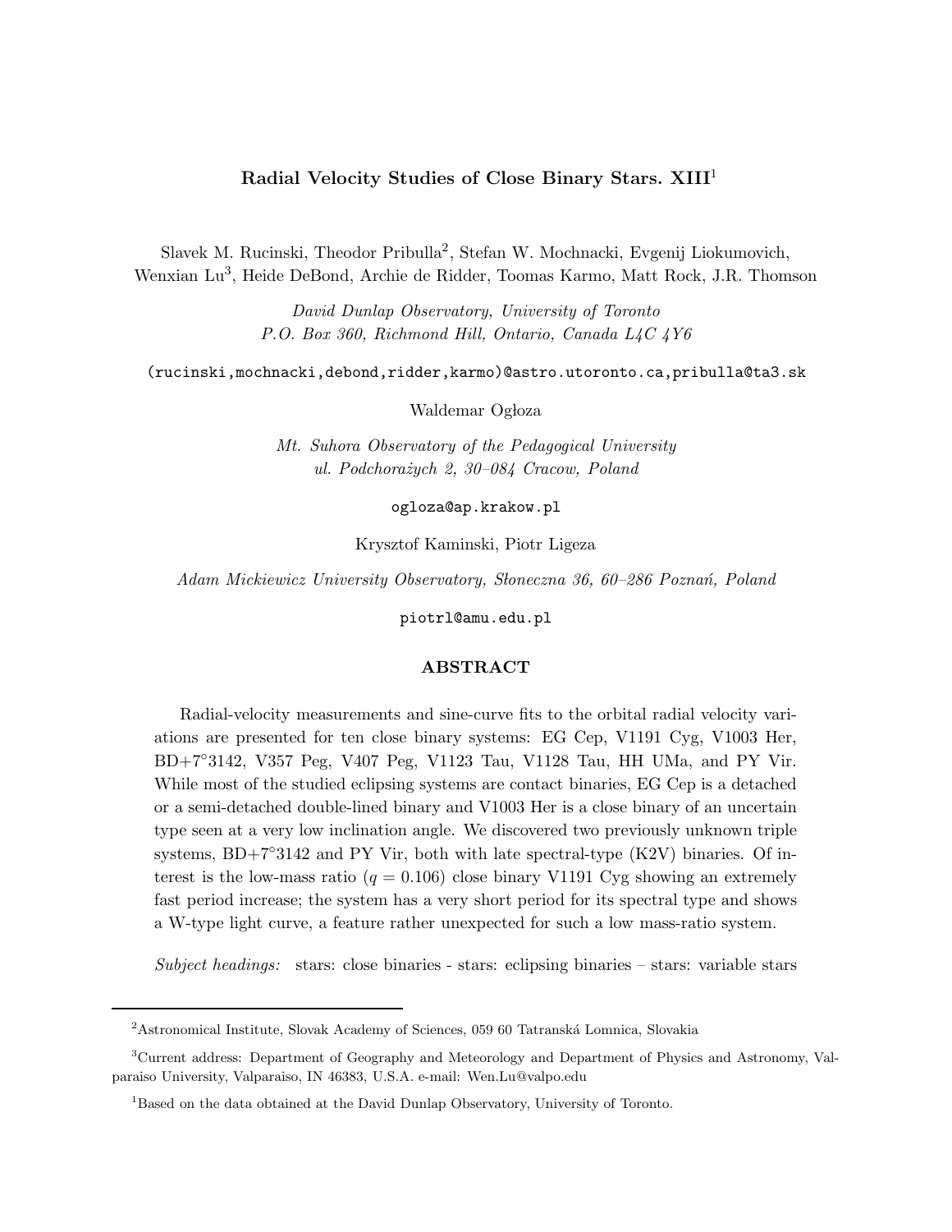# Radial Velocity Studies of Close Binary Stars. XIII[1]

Slavek M. Rucinski, Theodor Pribulla[2], Stefan W. Mochnacki, Evgenij Liokumovich, Wenxian Lu[3], Heide DeBond, Archie de Ridder, Toomas Karmo, Matt Rock, J.R. Thomson

*David Dunlap Observatory, University of Toronto*
*P.O. Box 360, Richmond Hill, Ontario, Canada L4C 4Y6*

(rucinski,mochnacki,debond,ridder,karmo)@astro.utoronto.ca,pribulla@ta3.sk

Waldemar Ogłoza

*Mt. Suhora Observatory of the Pedagogical University*
*ul. Podchorążych 2, 30–084 Cracow, Poland*

ogloza@ap.krakow.pl

Krysztof Kaminski, Piotr Ligeza

*Adam Mickiewicz University Observatory, Słoneczna 36, 60–286 Poznań, Poland*

piotrl@amu.edu.pl

## ABSTRACT

Radial-velocity measurements and sine-curve fits to the orbital radial velocity variations are presented for ten close binary systems: EG Cep, V1191 Cyg, V1003 Her, BD+7°3142, V357 Peg, V407 Peg, V1123 Tau, V1128 Tau, HH UMa, and PY Vir. While most of the studied eclipsing systems are contact binaries, EG Cep is a detached or a semi-detached double-lined binary and V1003 Her is a close binary of an uncertain type seen at a very low inclination angle. We discovered two previously unknown triple systems, BD+7°3142 and PY Vir, both with late spectral-type (K2V) binaries. Of interest is the low-mass ratio ($q = 0.106$) close binary V1191 Cyg showing an extremely fast period increase; the system has a very short period for its spectral type and shows a W-type light curve, a feature rather unexpected for such a low mass-ratio system.

*Subject headings:* stars: close binaries - stars: eclipsing binaries – stars: variable stars

---

[2]Astronomical Institute, Slovak Academy of Sciences, 059 60 Tatranská Lomnica, Slovakia

[3]Current address: Department of Geography and Meteorology and Department of Physics and Astronomy, Valparaiso University, Valparaiso, IN 46383, U.S.A. e-mail: Wen.Lu@valpo.edu

[1]Based on the data obtained at the David Dunlap Observatory, University of Toronto.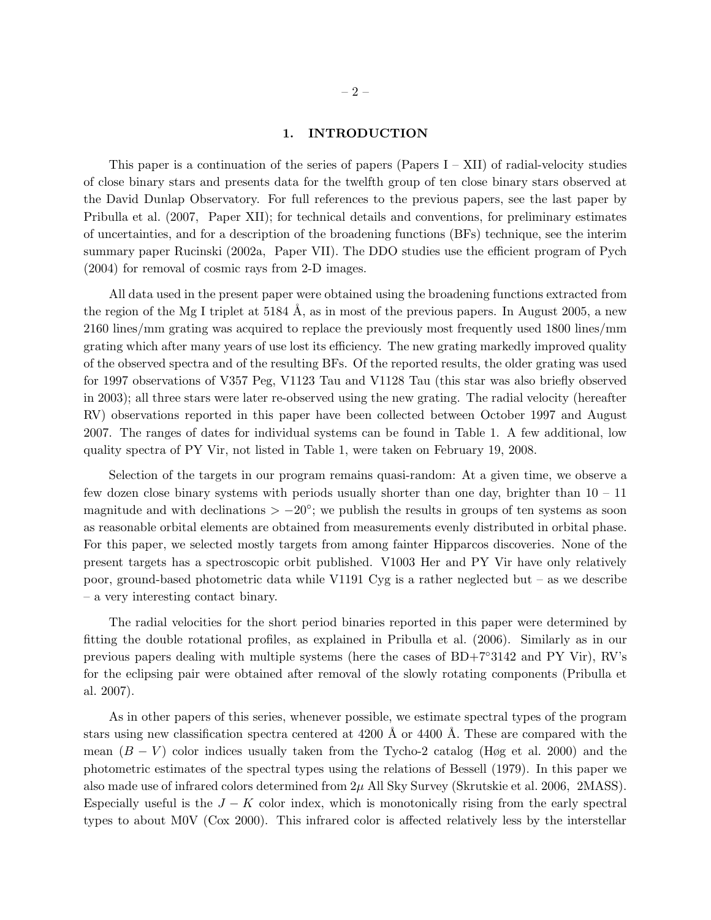# 1. INTRODUCTION

This paper is a continuation of the series of papers (Papers I – XII) of radial-velocity studies of close binary stars and presents data for the twelfth group of ten close binary stars observed at the David Dunlap Observatory. For full references to the previous papers, see the last paper by Pribulla et al. (2007, Paper XII); for technical details and conventions, for preliminary estimates of uncertainties, and for a description of the broadening functions (BFs) technique, see the interim summary paper Rucinski (2002a, Paper VII). The DDO studies use the efficient program of Pych (2004) for removal of cosmic rays from 2-D images.

All data used in the present paper were obtained using the broadening functions extracted from the region of the Mg I triplet at 5184 Å, as in most of the previous papers. In August 2005, a new 2160 lines/mm grating was acquired to replace the previously most frequently used 1800 lines/mm grating which after many years of use lost its efficiency. The new grating markedly improved quality of the observed spectra and of the resulting BFs. Of the reported results, the older grating was used for 1997 observations of V357 Peg, V1123 Tau and V1128 Tau (this star was also briefly observed in 2003); all three stars were later re-observed using the new grating. The radial velocity (hereafter RV) observations reported in this paper have been collected between October 1997 and August 2007. The ranges of dates for individual systems can be found in Table 1. A few additional, low quality spectra of PY Vir, not listed in Table 1, were taken on February 19, 2008.

Selection of the targets in our program remains quasi-random: At a given time, we observe a few dozen close binary systems with periods usually shorter than one day, brighter than 10 – 11 magnitude and with declinations $> -20°$; we publish the results in groups of ten systems as soon as reasonable orbital elements are obtained from measurements evenly distributed in orbital phase. For this paper, we selected mostly targets from among fainter Hipparcos discoveries. None of the present targets has a spectroscopic orbit published. V1003 Her and PY Vir have only relatively poor, ground-based photometric data while V1191 Cyg is a rather neglected but – as we describe – a very interesting contact binary.

The radial velocities for the short period binaries reported in this paper were determined by fitting the double rotational profiles, as explained in Pribulla et al. (2006). Similarly as in our previous papers dealing with multiple systems (here the cases of BD+7°3142 and PY Vir), RV's for the eclipsing pair were obtained after removal of the slowly rotating components (Pribulla et al. 2007).

As in other papers of this series, whenever possible, we estimate spectral types of the program stars using new classification spectra centered at 4200 Å or 4400 Å. These are compared with the mean $(B-V)$ color indices usually taken from the Tycho-2 catalog (Høg et al. 2000) and the photometric estimates of the spectral types using the relations of Bessell (1979). In this paper we also made use of infrared colors determined from $2\mu$ All Sky Survey (Skrutskie et al. 2006, 2MASS). Especially useful is the $J-K$ color index, which is monotonically rising from the early spectral types to about M0V (Cox 2000). This infrared color is affected relatively less by the interstellar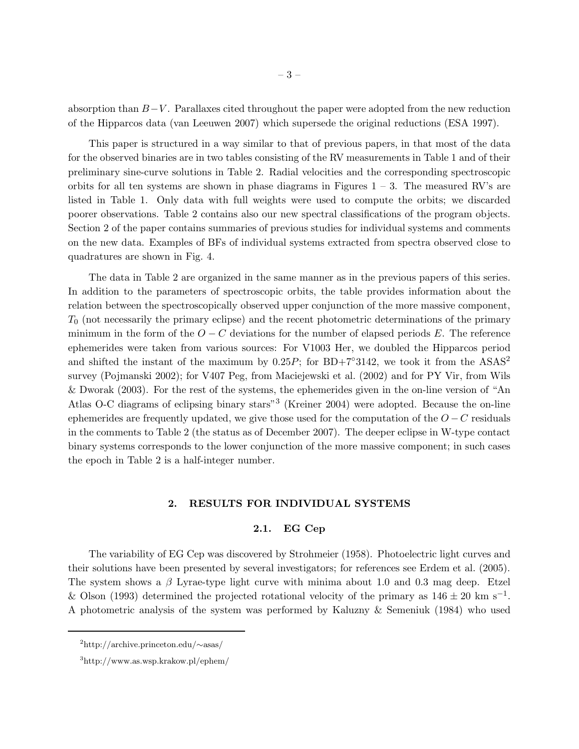absorption than $B-V$. Parallaxes cited throughout the paper were adopted from the new reduction of the Hipparcos data (van Leeuwen 2007) which supersede the original reductions (ESA 1997).

This paper is structured in a way similar to that of previous papers, in that most of the data for the observed binaries are in two tables consisting of the RV measurements in Table 1 and of their preliminary sine-curve solutions in Table 2. Radial velocities and the corresponding spectroscopic orbits for all ten systems are shown in phase diagrams in Figures 1 – 3. The measured RV's are listed in Table 1. Only data with full weights were used to compute the orbits; we discarded poorer observations. Table 2 contains also our new spectral classifications of the program objects. Section 2 of the paper contains summaries of previous studies for individual systems and comments on the new data. Examples of BFs of individual systems extracted from spectra observed close to quadratures are shown in Fig. 4.

The data in Table 2 are organized in the same manner as in the previous papers of this series. In addition to the parameters of spectroscopic orbits, the table provides information about the relation between the spectroscopically observed upper conjunction of the more massive component, $T_0$ (not necessarily the primary eclipse) and the recent photometric determinations of the primary minimum in the form of the $O-C$ deviations for the number of elapsed periods $E$. The reference ephemerides were taken from various sources: For V1003 Her, we doubled the Hipparcos period and shifted the instant of the maximum by $0.25P$; for BD+7°3142, we took it from the ASAS[2] survey (Pojmanski 2002); for V407 Peg, from Maciejewski et al. (2002) and for PY Vir, from Wils & Dworak (2003). For the rest of the systems, the ephemerides given in the on-line version of "An Atlas O-C diagrams of eclipsing binary stars"[3] (Kreiner 2004) were adopted. Because the on-line ephemerides are frequently updated, we give those used for the computation of the $O-C$ residuals in the comments to Table 2 (the status as of December 2007). The deeper eclipse in W-type contact binary systems corresponds to the lower conjunction of the more massive component; in such cases the epoch in Table 2 is a half-integer number.

## 2. RESULTS FOR INDIVIDUAL SYSTEMS

### 2.1. EG Cep

The variability of EG Cep was discovered by Strohmeier (1958). Photoelectric light curves and their solutions have been presented by several investigators; for references see Erdem et al. (2005). The system shows a $\beta$ Lyrae-type light curve with minima about 1.0 and 0.3 mag deep. Etzel & Olson (1993) determined the projected rotational velocity of the primary as $146 \pm 20$ km s$^{-1}$. A photometric analysis of the system was performed by Kaluzny & Semeniuk (1984) who used

[2] http://archive.princeton.edu/∼asas/

[3] http://www.as.wsp.krakow.pl/ephem/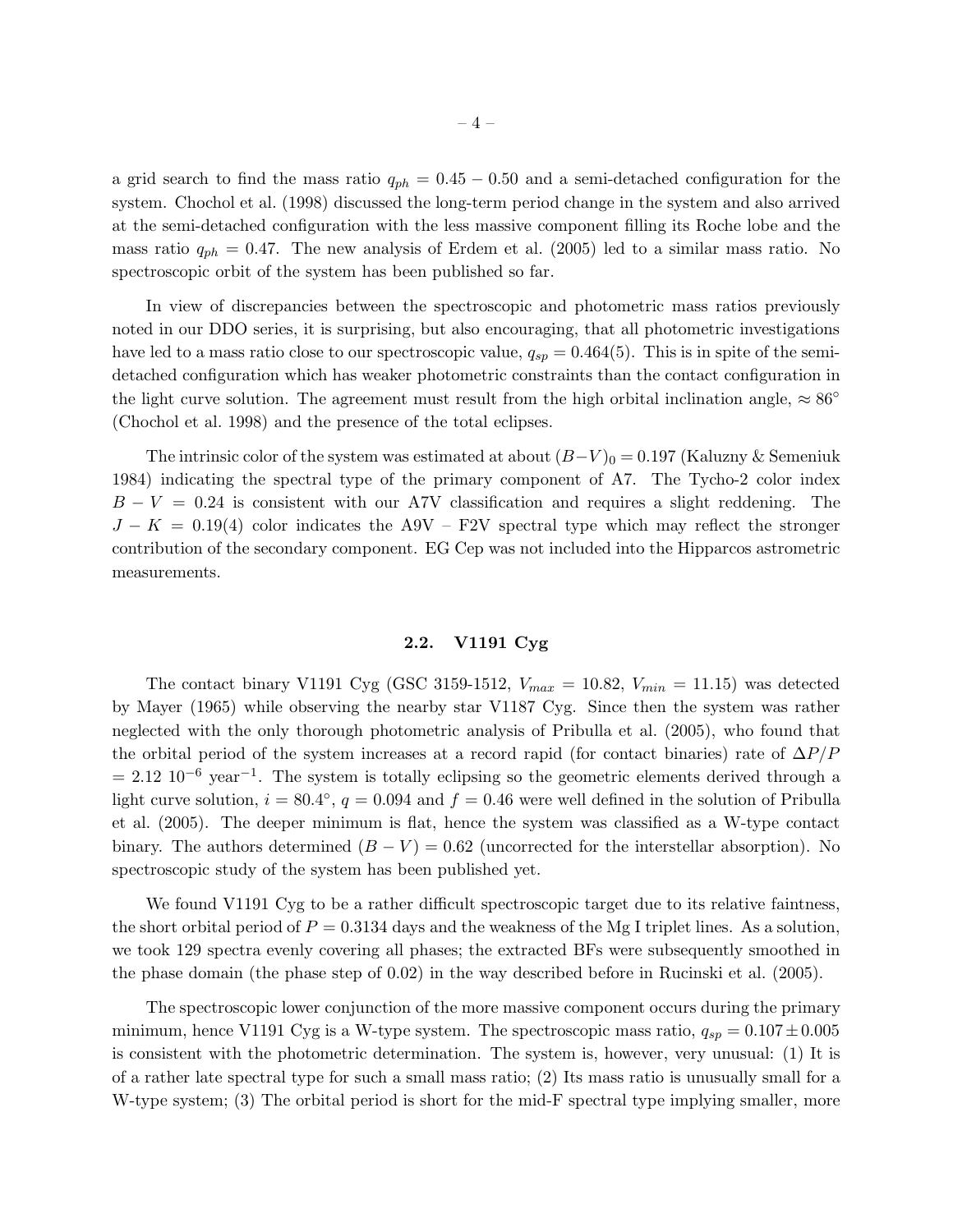a grid search to find the mass ratio $q_{ph} = 0.45 - 0.50$ and a semi-detached configuration for the system. Chochol et al. (1998) discussed the long-term period change in the system and also arrived at the semi-detached configuration with the less massive component filling its Roche lobe and the mass ratio $q_{ph} = 0.47$. The new analysis of Erdem et al. (2005) led to a similar mass ratio. No spectroscopic orbit of the system has been published so far.

In view of discrepancies between the spectroscopic and photometric mass ratios previously noted in our DDO series, it is surprising, but also encouraging, that all photometric investigations have led to a mass ratio close to our spectroscopic value, $q_{sp} = 0.464(5)$. This is in spite of the semi-detached configuration which has weaker photometric constraints than the contact configuration in the light curve solution. The agreement must result from the high orbital inclination angle, $\approx 86^{\circ}$ (Chochol et al. 1998) and the presence of the total eclipses.

The intrinsic color of the system was estimated at about $(B-V)_0 = 0.197$ (Kaluzny & Semeniuk 1984) indicating the spectral type of the primary component of A7. The Tycho-2 color index $B - V = 0.24$ is consistent with our A7V classification and requires a slight reddening. The $J - K = 0.19(4)$ color indicates the A9V – F2V spectral type which may reflect the stronger contribution of the secondary component. EG Cep was not included into the Hipparcos astrometric measurements.

### 2.2. V1191 Cyg

The contact binary V1191 Cyg (GSC 3159-1512, $V_{max} = 10.82$, $V_{min} = 11.15$) was detected by Mayer (1965) while observing the nearby star V1187 Cyg. Since then the system was rather neglected with the only thorough photometric analysis of Pribulla et al. (2005), who found that the orbital period of the system increases at a record rapid (for contact binaries) rate of $\Delta P/P = 2.12\ 10^{-6}$ year$^{-1}$. The system is totally eclipsing so the geometric elements derived through a light curve solution, $i = 80.4^{\circ}$, $q = 0.094$ and $f = 0.46$ were well defined in the solution of Pribulla et al. (2005). The deeper minimum is flat, hence the system was classified as a W-type contact binary. The authors determined $(B - V) = 0.62$ (uncorrected for the interstellar absorption). No spectroscopic study of the system has been published yet.

We found V1191 Cyg to be a rather difficult spectroscopic target due to its relative faintness, the short orbital period of $P = 0.3134$ days and the weakness of the Mg I triplet lines. As a solution, we took 129 spectra evenly covering all phases; the extracted BFs were subsequently smoothed in the phase domain (the phase step of 0.02) in the way described before in Rucinski et al. (2005).

The spectroscopic lower conjunction of the more massive component occurs during the primary minimum, hence V1191 Cyg is a W-type system. The spectroscopic mass ratio, $q_{sp} = 0.107 \pm 0.005$ is consistent with the photometric determination. The system is, however, very unusual: (1) It is of a rather late spectral type for such a small mass ratio; (2) Its mass ratio is unusually small for a W-type system; (3) The orbital period is short for the mid-F spectral type implying smaller, more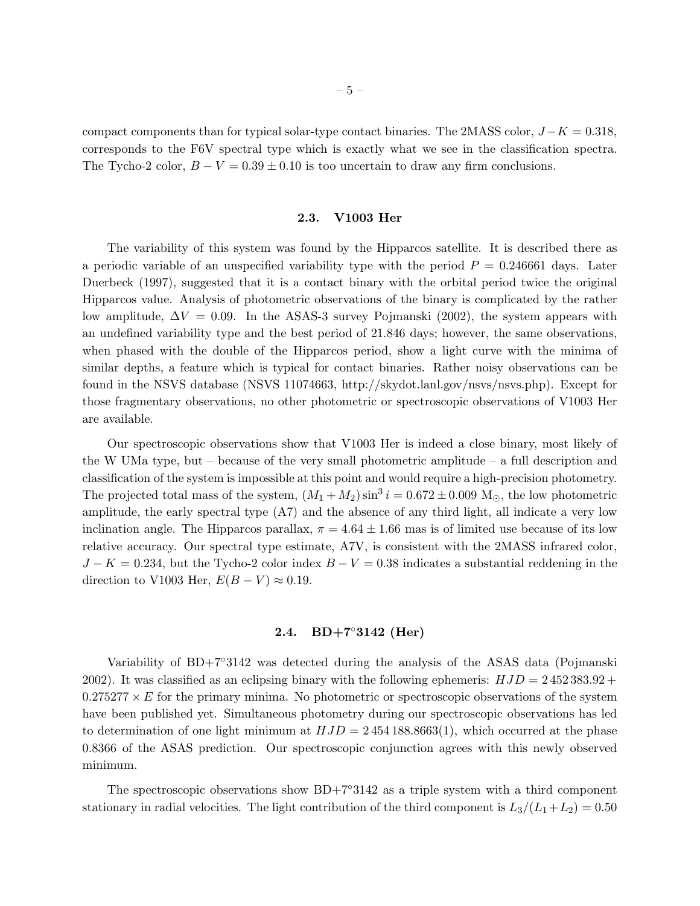compact components than for typical solar-type contact binaries. The 2MASS color, $J-K = 0.318$, corresponds to the F6V spectral type which is exactly what we see in the classification spectra. The Tycho-2 color, $B-V = 0.39 \pm 0.10$ is too uncertain to draw any firm conclusions.

### 2.3. V1003 Her

The variability of this system was found by the Hipparcos satellite. It is described there as a periodic variable of an unspecified variability type with the period $P = 0.246661$ days. Later Duerbeck (1997), suggested that it is a contact binary with the orbital period twice the original Hipparcos value. Analysis of photometric observations of the binary is complicated by the rather low amplitude, $\Delta V = 0.09$. In the ASAS-3 survey Pojmanski (2002), the system appears with an undefined variability type and the best period of 21.846 days; however, the same observations, when phased with the double of the Hipparcos period, show a light curve with the minima of similar depths, a feature which is typical for contact binaries. Rather noisy observations can be found in the NSVS database (NSVS 11074663, http://skydot.lanl.gov/nsvs/nsvs.php). Except for those fragmentary observations, no other photometric or spectroscopic observations of V1003 Her are available.

Our spectroscopic observations show that V1003 Her is indeed a close binary, most likely of the W UMa type, but – because of the very small photometric amplitude – a full description and classification of the system is impossible at this point and would require a high-precision photometry. The projected total mass of the system, $(M_1 + M_2)\sin^3 i = 0.672 \pm 0.009$ M$_\odot$, the low photometric amplitude, the early spectral type (A7) and the absence of any third light, all indicate a very low inclination angle. The Hipparcos parallax, $\pi = 4.64 \pm 1.66$ mas is of limited use because of its low relative accuracy. Our spectral type estimate, A7V, is consistent with the 2MASS infrared color, $J-K = 0.234$, but the Tycho-2 color index $B-V = 0.38$ indicates a substantial reddening in the direction to V1003 Her, $E(B-V) \approx 0.19$.

### 2.4. BD+7°3142 (Her)

Variability of BD+7°3142 was detected during the analysis of the ASAS data (Pojmanski 2002). It was classified as an eclipsing binary with the following ephemeris: $HJD = 2\,452\,383.92 + 0.275277 \times E$ for the primary minima. No photometric or spectroscopic observations of the system have been published yet. Simultaneous photometry during our spectroscopic observations has led to determination of one light minimum at $HJD = 2\,454\,188.8663(1)$, which occurred at the phase 0.8366 of the ASAS prediction. Our spectroscopic conjunction agrees with this newly observed minimum.

The spectroscopic observations show BD+7°3142 as a triple system with a third component stationary in radial velocities. The light contribution of the third component is $L_3/(L_1+L_2) = 0.50$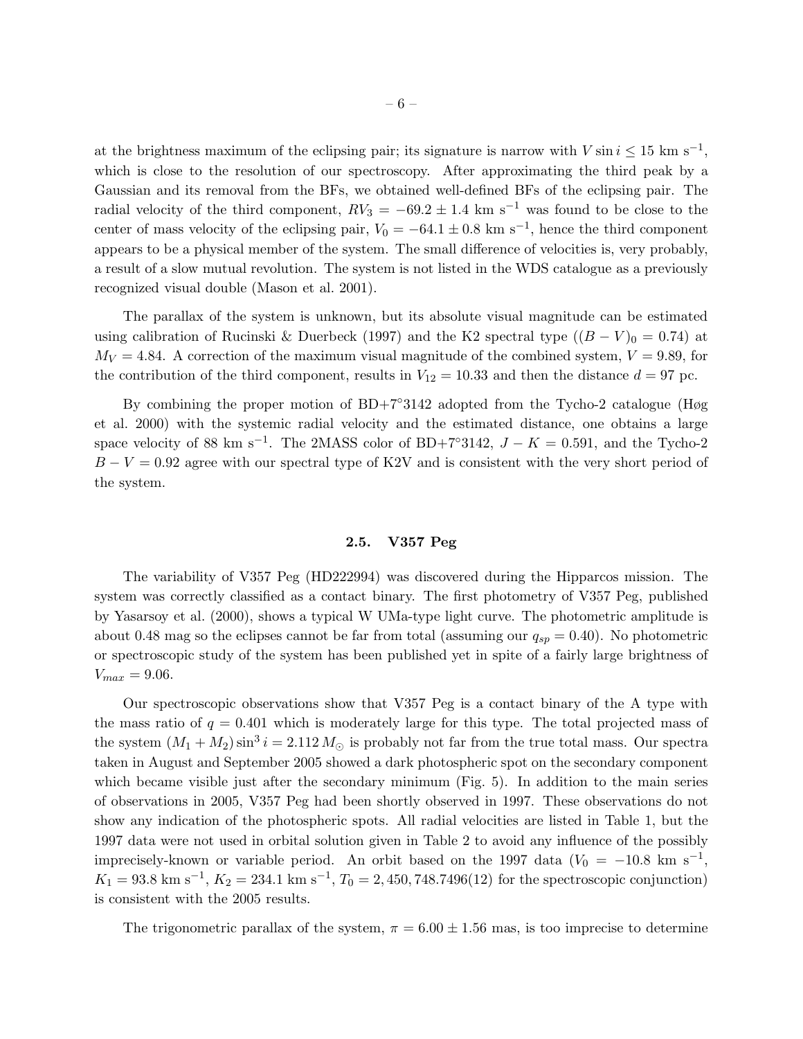at the brightness maximum of the eclipsing pair; its signature is narrow with $V \sin i \leq 15$ km s$^{-1}$, which is close to the resolution of our spectroscopy. After approximating the third peak by a Gaussian and its removal from the BFs, we obtained well-defined BFs of the eclipsing pair. The radial velocity of the third component, $RV_3 = -69.2 \pm 1.4$ km s$^{-1}$ was found to be close to the center of mass velocity of the eclipsing pair, $V_0 = -64.1 \pm 0.8$ km s$^{-1}$, hence the third component appears to be a physical member of the system. The small difference of velocities is, very probably, a result of a slow mutual revolution. The system is not listed in the WDS catalogue as a previously recognized visual double (Mason et al. 2001).

The parallax of the system is unknown, but its absolute visual magnitude can be estimated using calibration of Rucinski & Duerbeck (1997) and the K2 spectral type ($(B-V)_0 = 0.74$) at $M_V = 4.84$. A correction of the maximum visual magnitude of the combined system, $V = 9.89$, for the contribution of the third component, results in $V_{12} = 10.33$ and then the distance $d = 97$ pc.

By combining the proper motion of BD+7°3142 adopted from the Tycho-2 catalogue (Høg et al. 2000) with the systemic radial velocity and the estimated distance, one obtains a large space velocity of 88 km s$^{-1}$. The 2MASS color of BD+7°3142, $J-K = 0.591$, and the Tycho-2 $B-V = 0.92$ agree with our spectral type of K2V and is consistent with the very short period of the system.

### 2.5. V357 Peg

The variability of V357 Peg (HD222994) was discovered during the Hipparcos mission. The system was correctly classified as a contact binary. The first photometry of V357 Peg, published by Yasarsoy et al. (2000), shows a typical W UMa-type light curve. The photometric amplitude is about 0.48 mag so the eclipses cannot be far from total (assuming our $q_{sp} = 0.40$). No photometric or spectroscopic study of the system has been published yet in spite of a fairly large brightness of $V_{max} = 9.06$.

Our spectroscopic observations show that V357 Peg is a contact binary of the A type with the mass ratio of $q = 0.401$ which is moderately large for this type. The total projected mass of the system $(M_1 + M_2) \sin^3 i = 2.112\, M_\odot$ is probably not far from the true total mass. Our spectra taken in August and September 2005 showed a dark photospheric spot on the secondary component which became visible just after the secondary minimum (Fig. 5). In addition to the main series of observations in 2005, V357 Peg had been shortly observed in 1997. These observations do not show any indication of the photospheric spots. All radial velocities are listed in Table 1, but the 1997 data were not used in orbital solution given in Table 2 to avoid any influence of the possibly imprecisely-known or variable period. An orbit based on the 1997 data ($V_0 = -10.8$ km s$^{-1}$, $K_1 = 93.8$ km s$^{-1}$, $K_2 = 234.1$ km s$^{-1}$, $T_0 = 2,450,748.7496(12)$ for the spectroscopic conjunction) is consistent with the 2005 results.

The trigonometric parallax of the system, $\pi = 6.00 \pm 1.56$ mas, is too imprecise to determine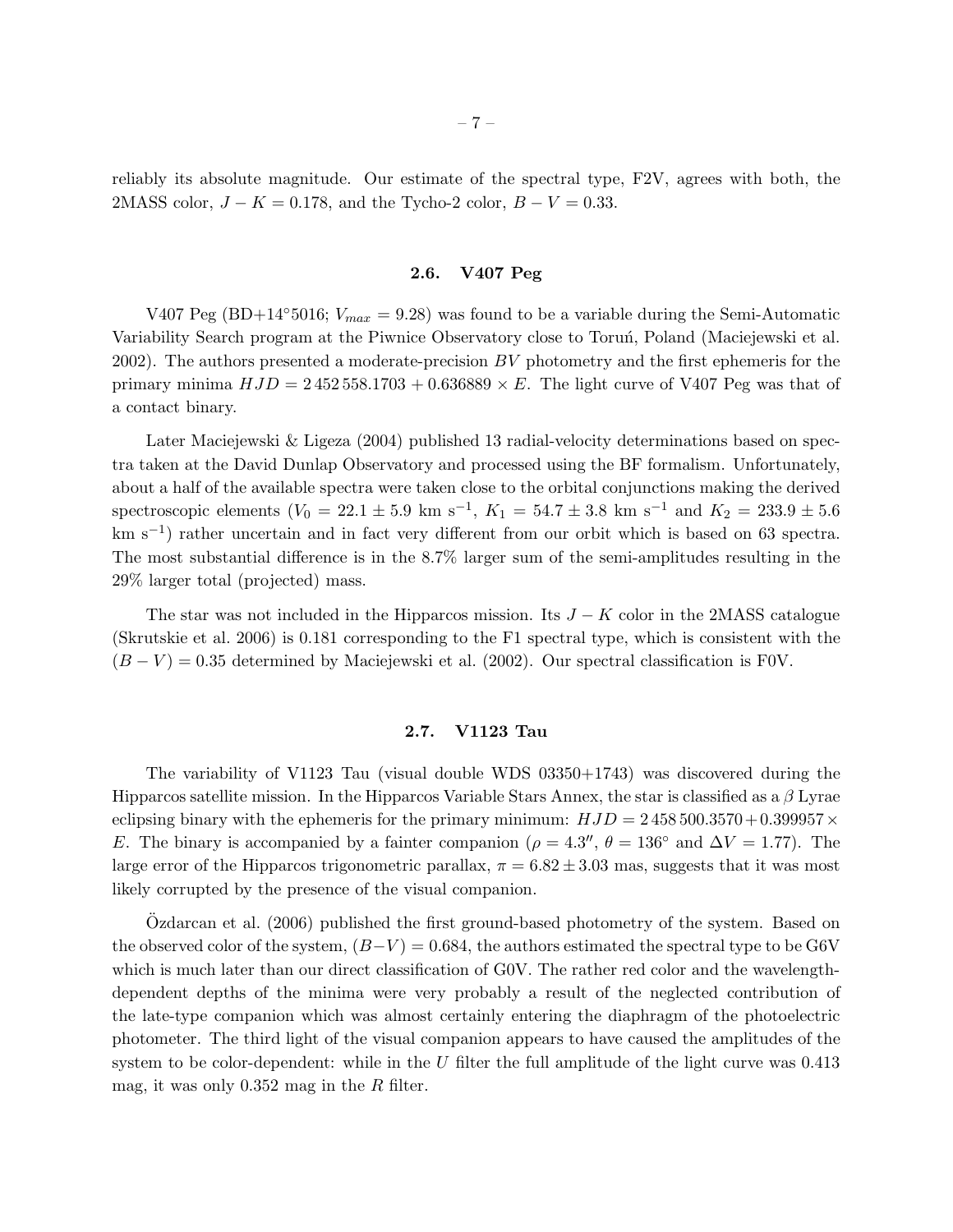reliably its absolute magnitude. Our estimate of the spectral type, F2V, agrees with both, the 2MASS color, $J-K=0.178$, and the Tycho-2 color, $B-V=0.33$.

### 2.6. V407 Peg

V407 Peg (BD+14°5016; $V_{max}=9.28$) was found to be a variable during the Semi-Automatic Variability Search program at the Piwnice Observatory close to Toruń, Poland (Maciejewski et al. 2002). The authors presented a moderate-precision $BV$ photometry and the first ephemeris for the primary minima $HJD = 2\,452\,558.1703 + 0.636889 \times E$. The light curve of V407 Peg was that of a contact binary.

Later Maciejewski & Ligeza (2004) published 13 radial-velocity determinations based on spectra taken at the David Dunlap Observatory and processed using the BF formalism. Unfortunately, about a half of the available spectra were taken close to the orbital conjunctions making the derived spectroscopic elements ($V_0 = 22.1 \pm 5.9$ km s$^{-1}$, $K_1 = 54.7 \pm 3.8$ km s$^{-1}$ and $K_2 = 233.9 \pm 5.6$ km s$^{-1}$) rather uncertain and in fact very different from our orbit which is based on 63 spectra. The most substantial difference is in the 8.7% larger sum of the semi-amplitudes resulting in the 29% larger total (projected) mass.

The star was not included in the Hipparcos mission. Its $J-K$ color in the 2MASS catalogue (Skrutskie et al. 2006) is 0.181 corresponding to the F1 spectral type, which is consistent with the $(B-V)=0.35$ determined by Maciejewski et al. (2002). Our spectral classification is F0V.

### 2.7. V1123 Tau

The variability of V1123 Tau (visual double WDS 03350+1743) was discovered during the Hipparcos satellite mission. In the Hipparcos Variable Stars Annex, the star is classified as a $\beta$ Lyrae eclipsing binary with the ephemeris for the primary minimum: $HJD = 2\,458\,500.3570 + 0.399957 \times E$. The binary is accompanied by a fainter companion ($\rho = 4.3''$, $\theta = 136°$ and $\Delta V = 1.77$). The large error of the Hipparcos trigonometric parallax, $\pi = 6.82 \pm 3.03$ mas, suggests that it was most likely corrupted by the presence of the visual companion.

Özdarcan et al. (2006) published the first ground-based photometry of the system. Based on the observed color of the system, $(B-V)=0.684$, the authors estimated the spectral type to be G6V which is much later than our direct classification of G0V. The rather red color and the wavelength-dependent depths of the minima were very probably a result of the neglected contribution of the late-type companion which was almost certainly entering the diaphragm of the photoelectric photometer. The third light of the visual companion appears to have caused the amplitudes of the system to be color-dependent: while in the $U$ filter the full amplitude of the light curve was 0.413 mag, it was only 0.352 mag in the $R$ filter.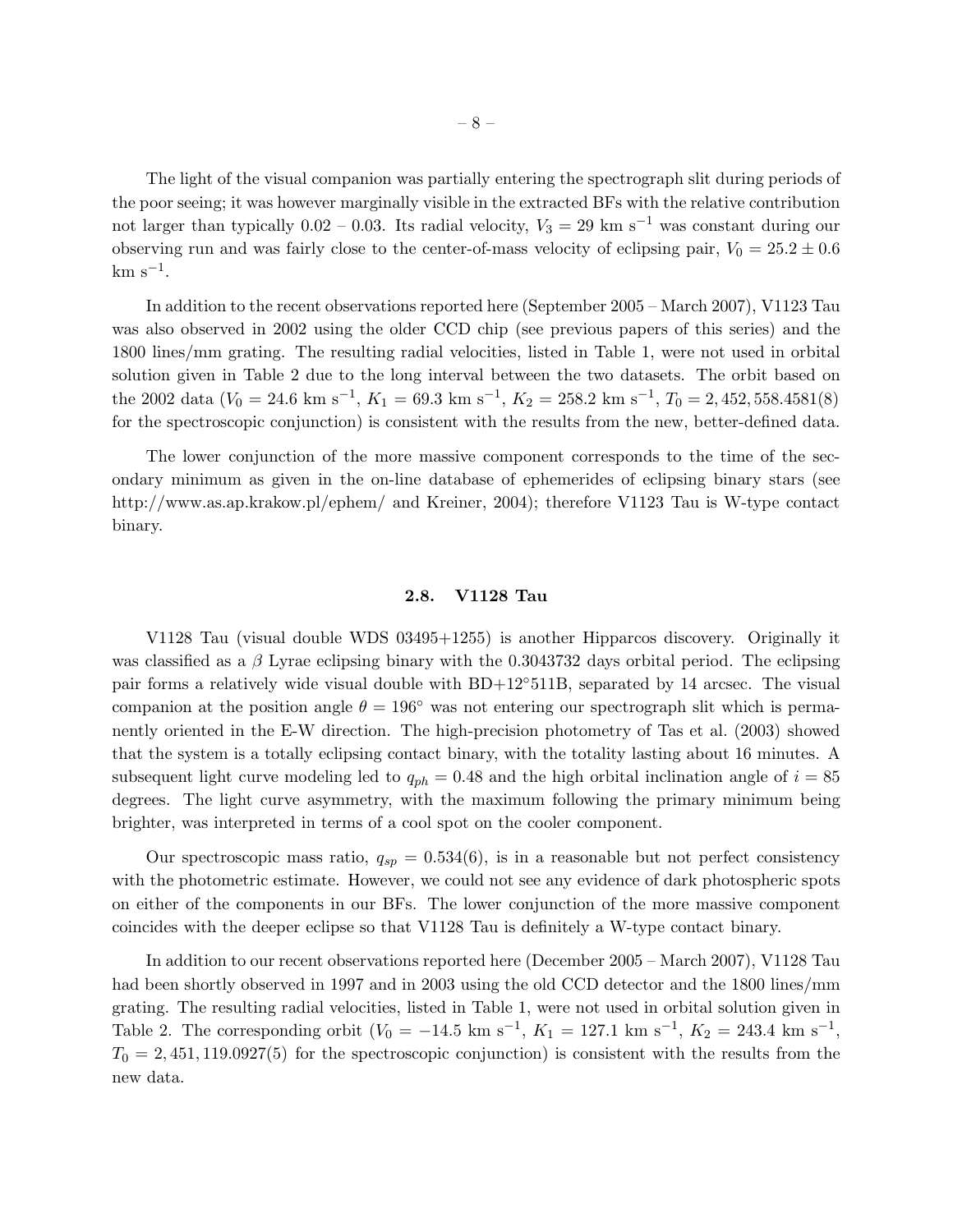The light of the visual companion was partially entering the spectrograph slit during periods of the poor seeing; it was however marginally visible in the extracted BFs with the relative contribution not larger than typically 0.02 – 0.03. Its radial velocity, $V_3 = 29$ km s$^{-1}$ was constant during our observing run and was fairly close to the center-of-mass velocity of eclipsing pair, $V_0 = 25.2 \pm 0.6$ km s$^{-1}$.

In addition to the recent observations reported here (September 2005 – March 2007), V1123 Tau was also observed in 2002 using the older CCD chip (see previous papers of this series) and the 1800 lines/mm grating. The resulting radial velocities, listed in Table 1, were not used in orbital solution given in Table 2 due to the long interval between the two datasets. The orbit based on the 2002 data ($V_0 = 24.6$ km s$^{-1}$, $K_1 = 69.3$ km s$^{-1}$, $K_2 = 258.2$ km s$^{-1}$, $T_0 = 2,452,558.4581(8)$ for the spectroscopic conjunction) is consistent with the results from the new, better-defined data.

The lower conjunction of the more massive component corresponds to the time of the secondary minimum as given in the on-line database of ephemerides of eclipsing binary stars (see http://www.as.ap.krakow.pl/ephem/ and Kreiner, 2004); therefore V1123 Tau is W-type contact binary.

### 2.8. V1128 Tau

V1128 Tau (visual double WDS 03495+1255) is another Hipparcos discovery. Originally it was classified as a $\beta$ Lyrae eclipsing binary with the 0.3043732 days orbital period. The eclipsing pair forms a relatively wide visual double with BD+12°511B, separated by 14 arcsec. The visual companion at the position angle $\theta = 196°$ was not entering our spectrograph slit which is permanently oriented in the E-W direction. The high-precision photometry of Tas et al. (2003) showed that the system is a totally eclipsing contact binary, with the totality lasting about 16 minutes. A subsequent light curve modeling led to $q_{ph} = 0.48$ and the high orbital inclination angle of $i = 85$ degrees. The light curve asymmetry, with the maximum following the primary minimum being brighter, was interpreted in terms of a cool spot on the cooler component.

Our spectroscopic mass ratio, $q_{sp} = 0.534(6)$, is in a reasonable but not perfect consistency with the photometric estimate. However, we could not see any evidence of dark photospheric spots on either of the components in our BFs. The lower conjunction of the more massive component coincides with the deeper eclipse so that V1128 Tau is definitely a W-type contact binary.

In addition to our recent observations reported here (December 2005 – March 2007), V1128 Tau had been shortly observed in 1997 and in 2003 using the old CCD detector and the 1800 lines/mm grating. The resulting radial velocities, listed in Table 1, were not used in orbital solution given in Table 2. The corresponding orbit ($V_0 = -14.5$ km s$^{-1}$, $K_1 = 127.1$ km s$^{-1}$, $K_2 = 243.4$ km s$^{-1}$, $T_0 = 2,451,119.0927(5)$ for the spectroscopic conjunction) is consistent with the results from the new data.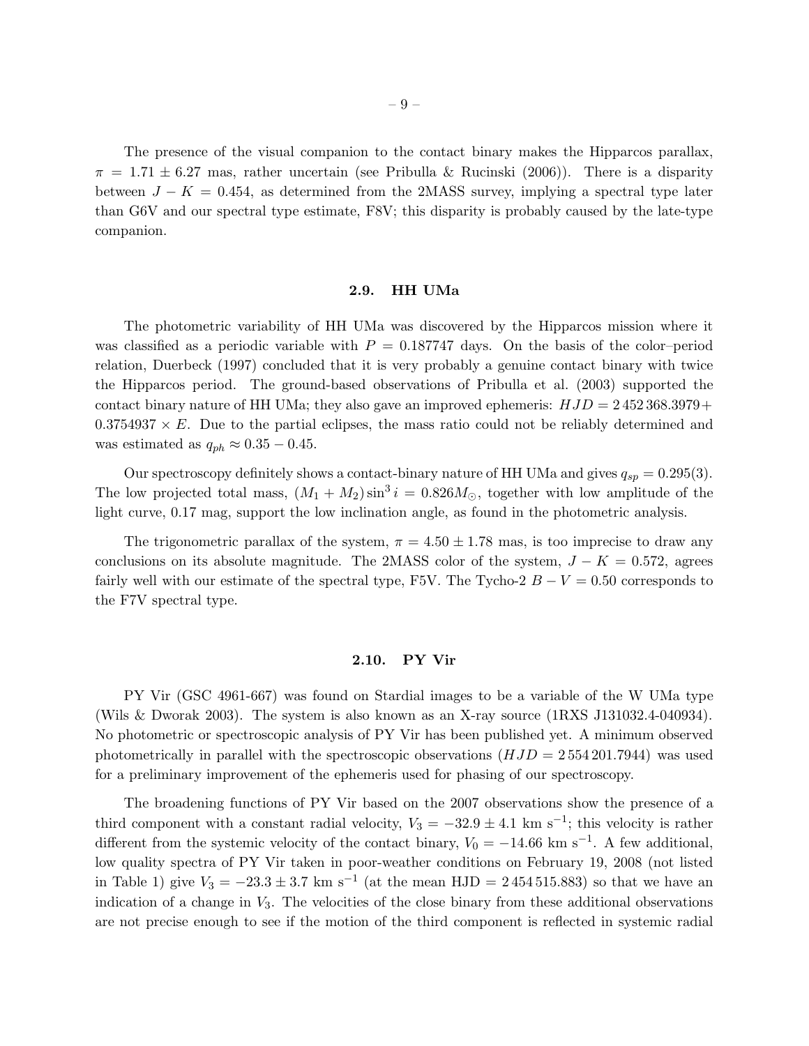The presence of the visual companion to the contact binary makes the Hipparcos parallax, $\pi = 1.71 \pm 6.27$ mas, rather uncertain (see Pribulla & Rucinski (2006)). There is a disparity between $J - K = 0.454$, as determined from the 2MASS survey, implying a spectral type later than G6V and our spectral type estimate, F8V; this disparity is probably caused by the late-type companion.

### 2.9. HH UMa

The photometric variability of HH UMa was discovered by the Hipparcos mission where it was classified as a periodic variable with $P = 0.187747$ days. On the basis of the color–period relation, Duerbeck (1997) concluded that it is very probably a genuine contact binary with twice the Hipparcos period. The ground-based observations of Pribulla et al. (2003) supported the contact binary nature of HH UMa; they also gave an improved ephemeris: $HJD = 2\,452\,368.3979 + 0.3754937 \times E$. Due to the partial eclipses, the mass ratio could not be reliably determined and was estimated as $q_{ph} \approx 0.35 - 0.45$.

Our spectroscopy definitely shows a contact-binary nature of HH UMa and gives $q_{sp} = 0.295(3)$. The low projected total mass, $(M_1 + M_2)\sin^3 i = 0.826 M_\odot$, together with low amplitude of the light curve, 0.17 mag, support the low inclination angle, as found in the photometric analysis.

The trigonometric parallax of the system, $\pi = 4.50 \pm 1.78$ mas, is too imprecise to draw any conclusions on its absolute magnitude. The 2MASS color of the system, $J - K = 0.572$, agrees fairly well with our estimate of the spectral type, F5V. The Tycho-2 $B - V = 0.50$ corresponds to the F7V spectral type.

### 2.10. PY Vir

PY Vir (GSC 4961-667) was found on Stardial images to be a variable of the W UMa type (Wils & Dworak 2003). The system is also known as an X-ray source (1RXS J131032.4-040934). No photometric or spectroscopic analysis of PY Vir has been published yet. A minimum observed photometrically in parallel with the spectroscopic observations ($HJD = 2\,554\,201.7944$) was used for a preliminary improvement of the ephemeris used for phasing of our spectroscopy.

The broadening functions of PY Vir based on the 2007 observations show the presence of a third component with a constant radial velocity, $V_3 = -32.9 \pm 4.1$ km s$^{-1}$; this velocity is rather different from the systemic velocity of the contact binary, $V_0 = -14.66$ km s$^{-1}$. A few additional, low quality spectra of PY Vir taken in poor-weather conditions on February 19, 2008 (not listed in Table 1) give $V_3 = -23.3 \pm 3.7$ km s$^{-1}$ (at the mean HJD = $2\,454\,515.883$) so that we have an indication of a change in $V_3$. The velocities of the close binary from these additional observations are not precise enough to see if the motion of the third component is reflected in systemic radial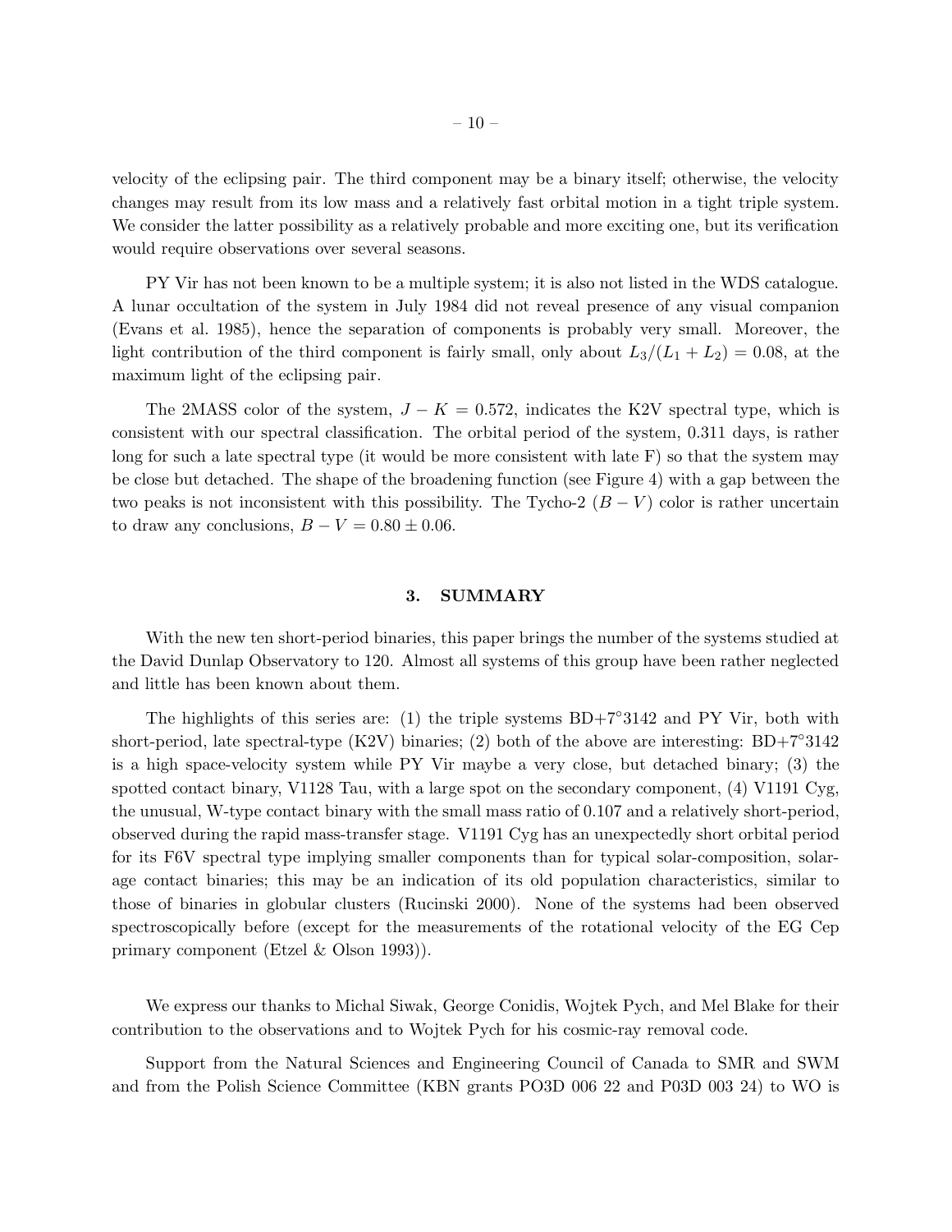velocity of the eclipsing pair. The third component may be a binary itself; otherwise, the velocity changes may result from its low mass and a relatively fast orbital motion in a tight triple system. We consider the latter possibility as a relatively probable and more exciting one, but its verification would require observations over several seasons.

PY Vir has not been known to be a multiple system; it is also not listed in the WDS catalogue. A lunar occultation of the system in July 1984 did not reveal presence of any visual companion (Evans et al. 1985), hence the separation of components is probably very small. Moreover, the light contribution of the third component is fairly small, only about $L_3/(L_1 + L_2) = 0.08$, at the maximum light of the eclipsing pair.

The 2MASS color of the system, $J - K = 0.572$, indicates the K2V spectral type, which is consistent with our spectral classification. The orbital period of the system, 0.311 days, is rather long for such a late spectral type (it would be more consistent with late F) so that the system may be close but detached. The shape of the broadening function (see Figure 4) with a gap between the two peaks is not inconsistent with this possibility. The Tycho-2 $(B - V)$ color is rather uncertain to draw any conclusions, $B - V = 0.80 \pm 0.06$.

## 3. SUMMARY

With the new ten short-period binaries, this paper brings the number of the systems studied at the David Dunlap Observatory to 120. Almost all systems of this group have been rather neglected and little has been known about them.

The highlights of this series are: (1) the triple systems BD+7°3142 and PY Vir, both with short-period, late spectral-type (K2V) binaries; (2) both of the above are interesting: BD+7°3142 is a high space-velocity system while PY Vir maybe a very close, but detached binary; (3) the spotted contact binary, V1128 Tau, with a large spot on the secondary component, (4) V1191 Cyg, the unusual, W-type contact binary with the small mass ratio of 0.107 and a relatively short-period, observed during the rapid mass-transfer stage. V1191 Cyg has an unexpectedly short orbital period for its F6V spectral type implying smaller components than for typical solar-composition, solar-age contact binaries; this may be an indication of its old population characteristics, similar to those of binaries in globular clusters (Rucinski 2000). None of the systems had been observed spectroscopically before (except for the measurements of the rotational velocity of the EG Cep primary component (Etzel & Olson 1993)).

We express our thanks to Michal Siwak, George Conidis, Wojtek Pych, and Mel Blake for their contribution to the observations and to Wojtek Pych for his cosmic-ray removal code.

Support from the Natural Sciences and Engineering Council of Canada to SMR and SWM and from the Polish Science Committee (KBN grants PO3D 006 22 and P03D 003 24) to WO is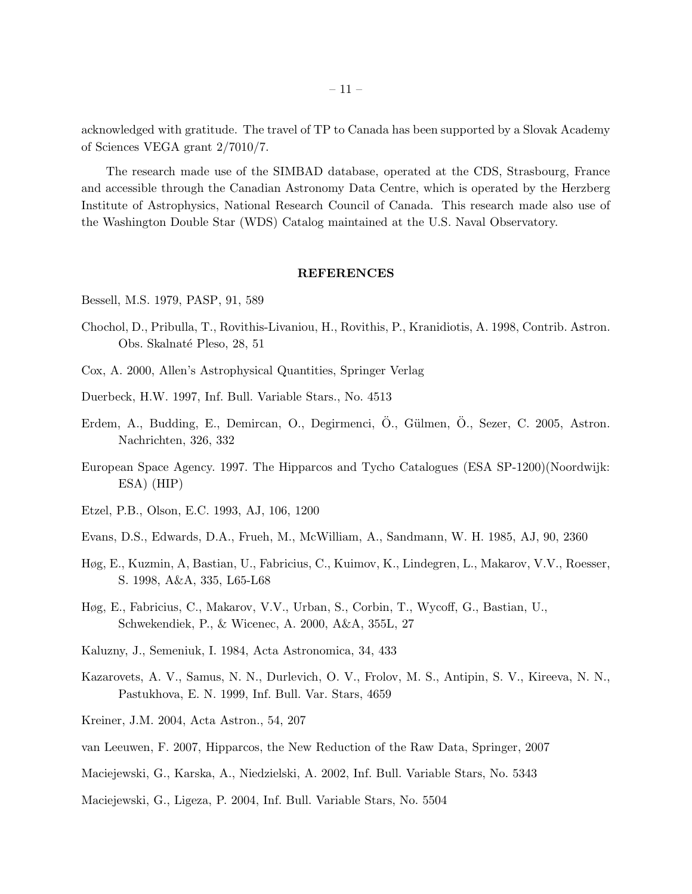acknowledged with gratitude. The travel of TP to Canada has been supported by a Slovak Academy of Sciences VEGA grant 2/7010/7.

The research made use of the SIMBAD database, operated at the CDS, Strasbourg, France and accessible through the Canadian Astronomy Data Centre, which is operated by the Herzberg Institute of Astrophysics, National Research Council of Canada. This research made also use of the Washington Double Star (WDS) Catalog maintained at the U.S. Naval Observatory.

## REFERENCES

Bessell, M.S. 1979, PASP, 91, 589

Chochol, D., Pribulla, T., Rovithis-Livaniou, H., Rovithis, P., Kranidiotis, A. 1998, Contrib. Astron. Obs. Skalnaté Pleso, 28, 51

Cox, A. 2000, Allen's Astrophysical Quantities, Springer Verlag

Duerbeck, H.W. 1997, Inf. Bull. Variable Stars., No. 4513

Erdem, A., Budding, E., Demircan, O., Degirmenci, Ö., Gülmen, Ö., Sezer, C. 2005, Astron. Nachrichten, 326, 332

European Space Agency. 1997. The Hipparcos and Tycho Catalogues (ESA SP-1200)(Noordwijk: ESA) (HIP)

Etzel, P.B., Olson, E.C. 1993, AJ, 106, 1200

Evans, D.S., Edwards, D.A., Frueh, M., McWilliam, A., Sandmann, W. H. 1985, AJ, 90, 2360

Høg, E., Kuzmin, A, Bastian, U., Fabricius, C., Kuimov, K., Lindegren, L., Makarov, V.V., Roesser, S. 1998, A&A, 335, L65-L68

Høg, E., Fabricius, C., Makarov, V.V., Urban, S., Corbin, T., Wycoff, G., Bastian, U., Schwekendiek, P., & Wicenec, A. 2000, A&A, 355L, 27

Kaluzny, J., Semeniuk, I. 1984, Acta Astronomica, 34, 433

Kazarovets, A. V., Samus, N. N., Durlevich, O. V., Frolov, M. S., Antipin, S. V., Kireeva, N. N., Pastukhova, E. N. 1999, Inf. Bull. Var. Stars, 4659

Kreiner, J.M. 2004, Acta Astron., 54, 207

van Leeuwen, F. 2007, Hipparcos, the New Reduction of the Raw Data, Springer, 2007

Maciejewski, G., Karska, A., Niedzielski, A. 2002, Inf. Bull. Variable Stars, No. 5343

Maciejewski, G., Ligeza, P. 2004, Inf. Bull. Variable Stars, No. 5504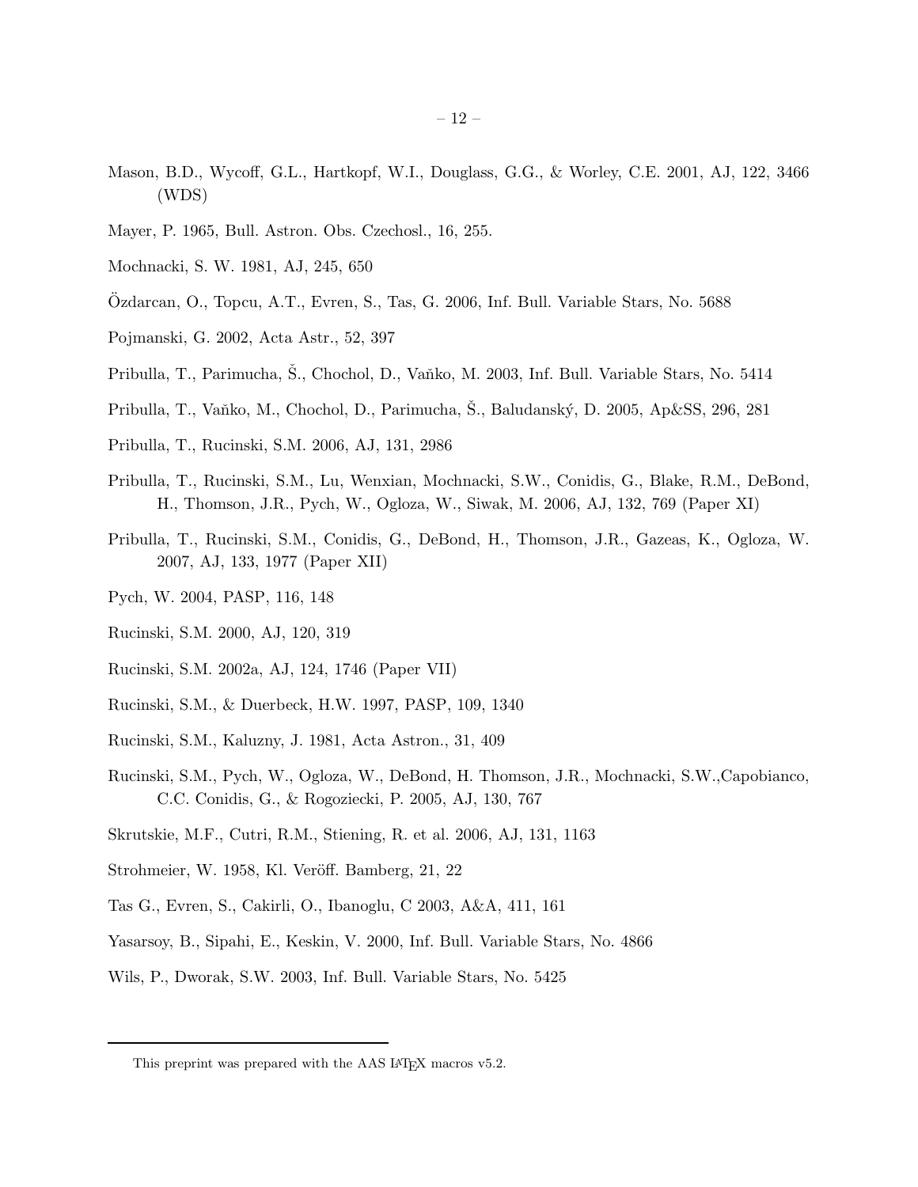Mason, B.D., Wycoff, G.L., Hartkopf, W.I., Douglass, G.G., & Worley, C.E. 2001, AJ, 122, 3466 (WDS)

Mayer, P. 1965, Bull. Astron. Obs. Czechosl., 16, 255.

Mochnacki, S. W. 1981, AJ, 245, 650

Özdarcan, O., Topcu, A.T., Evren, S., Tas, G. 2006, Inf. Bull. Variable Stars, No. 5688

Pojmanski, G. 2002, Acta Astr., 52, 397

Pribulla, T., Parimucha, Š., Chochol, D., Vaňko, M. 2003, Inf. Bull. Variable Stars, No. 5414

Pribulla, T., Vaňko, M., Chochol, D., Parimucha, Š., Baludanský, D. 2005, Ap&SS, 296, 281

Pribulla, T., Rucinski, S.M. 2006, AJ, 131, 2986

Pribulla, T., Rucinski, S.M., Lu, Wenxian, Mochnacki, S.W., Conidis, G., Blake, R.M., DeBond, H., Thomson, J.R., Pych, W., Ogloza, W., Siwak, M. 2006, AJ, 132, 769 (Paper XI)

Pribulla, T., Rucinski, S.M., Conidis, G., DeBond, H., Thomson, J.R., Gazeas, K., Ogloza, W. 2007, AJ, 133, 1977 (Paper XII)

Pych, W. 2004, PASP, 116, 148

Rucinski, S.M. 2000, AJ, 120, 319

Rucinski, S.M. 2002a, AJ, 124, 1746 (Paper VII)

Rucinski, S.M., & Duerbeck, H.W. 1997, PASP, 109, 1340

Rucinski, S.M., Kaluzny, J. 1981, Acta Astron., 31, 409

Rucinski, S.M., Pych, W., Ogloza, W., DeBond, H. Thomson, J.R., Mochnacki, S.W.,Capobianco, C.C. Conidis, G., & Rogoziecki, P. 2005, AJ, 130, 767

Skrutskie, M.F., Cutri, R.M., Stiening, R. et al. 2006, AJ, 131, 1163

Strohmeier, W. 1958, Kl. Veröff. Bamberg, 21, 22

Tas G., Evren, S., Cakirli, O., Ibanoglu, C 2003, A&A, 411, 161

Yasarsoy, B., Sipahi, E., Keskin, V. 2000, Inf. Bull. Variable Stars, No. 4866

Wils, P., Dworak, S.W. 2003, Inf. Bull. Variable Stars, No. 5425

This preprint was prepared with the AAS LaTeX macros v5.2.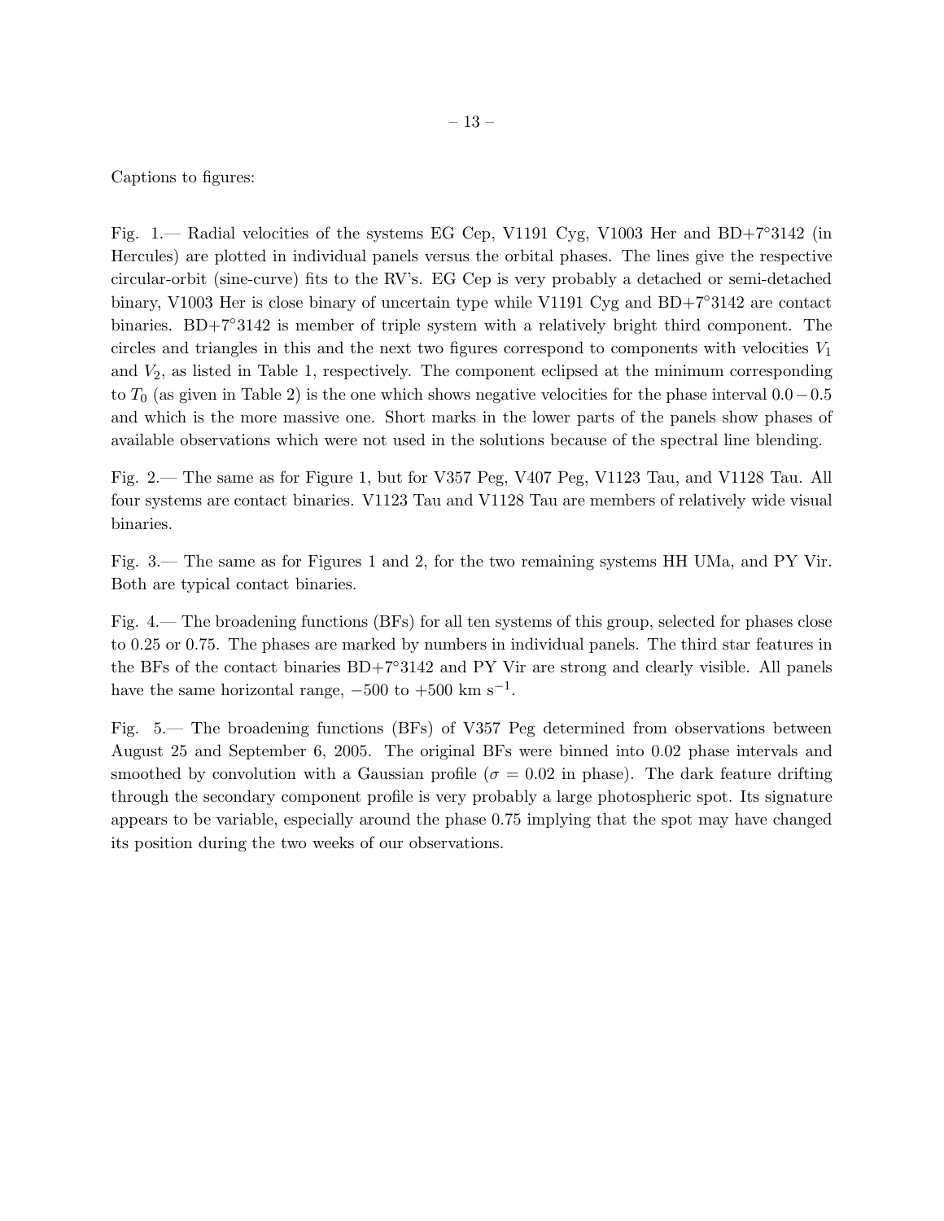Captions to figures:

Fig. 1.— Radial velocities of the systems EG Cep, V1191 Cyg, V1003 Her and BD+7°3142 (in Hercules) are plotted in individual panels versus the orbital phases. The lines give the respective circular-orbit (sine-curve) fits to the RV's. EG Cep is very probably a detached or semi-detached binary, V1003 Her is close binary of uncertain type while V1191 Cyg and BD+7°3142 are contact binaries. BD+7°3142 is member of triple system with a relatively bright third component. The circles and triangles in this and the next two figures correspond to components with velocities $V_1$ and $V_2$, as listed in Table 1, respectively. The component eclipsed at the minimum corresponding to $T_0$ (as given in Table 2) is the one which shows negative velocities for the phase interval $0.0 - 0.5$ and which is the more massive one. Short marks in the lower parts of the panels show phases of available observations which were not used in the solutions because of the spectral line blending.

Fig. 2.— The same as for Figure 1, but for V357 Peg, V407 Peg, V1123 Tau, and V1128 Tau. All four systems are contact binaries. V1123 Tau and V1128 Tau are members of relatively wide visual binaries.

Fig. 3.— The same as for Figures 1 and 2, for the two remaining systems HH UMa, and PY Vir. Both are typical contact binaries.

Fig. 4.— The broadening functions (BFs) for all ten systems of this group, selected for phases close to 0.25 or 0.75. The phases are marked by numbers in individual panels. The third star features in the BFs of the contact binaries BD+7°3142 and PY Vir are strong and clearly visible. All panels have the same horizontal range, $-500$ to $+500$ km s$^{-1}$.

Fig. 5.— The broadening functions (BFs) of V357 Peg determined from observations between August 25 and September 6, 2005. The original BFs were binned into 0.02 phase intervals and smoothed by convolution with a Gaussian profile ($\sigma = 0.02$ in phase). The dark feature drifting through the secondary component profile is very probably a large photospheric spot. Its signature appears to be variable, especially around the phase 0.75 implying that the spot may have changed its position during the two weeks of our observations.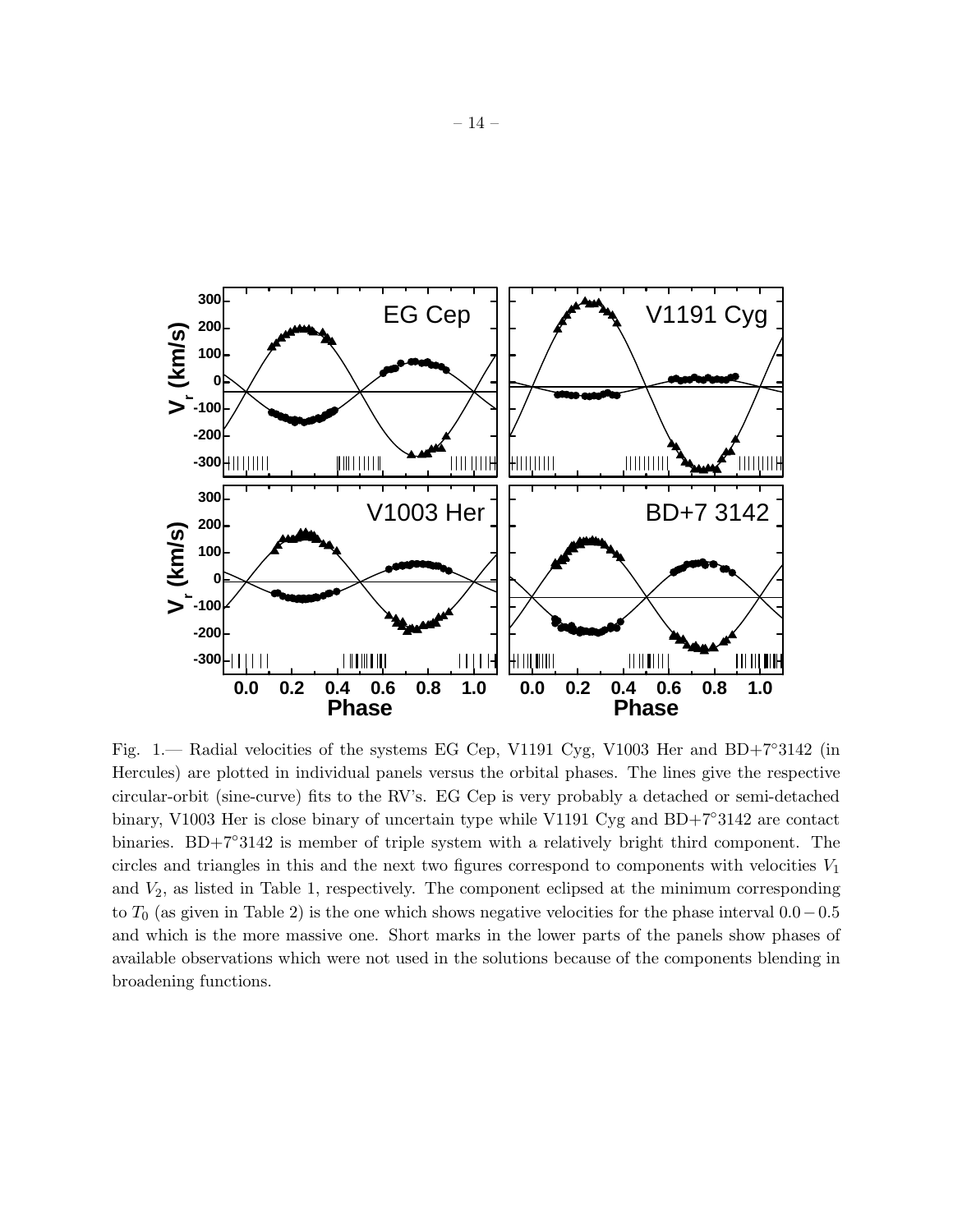Fig. 1.— Radial velocities of the systems EG Cep, V1191 Cyg, V1003 Her and BD+7°3142 (in Hercules) are plotted in individual panels versus the orbital phases. The lines give the respective circular-orbit (sine-curve) fits to the RV's. EG Cep is very probably a detached or semi-detached binary, V1003 Her is close binary of uncertain type while V1191 Cyg and BD+7°3142 are contact binaries. BD+7°3142 is member of triple system with a relatively bright third component. The circles and triangles in this and the next two figures correspond to components with velocities $V_1$ and $V_2$, as listed in Table 1, respectively. The component eclipsed at the minimum corresponding to $T_0$ (as given in Table 2) is the one which shows negative velocities for the phase interval $0.0-0.5$ and which is the more massive one. Short marks in the lower parts of the panels show phases of available observations which were not used in the solutions because of the components blending in broadening functions.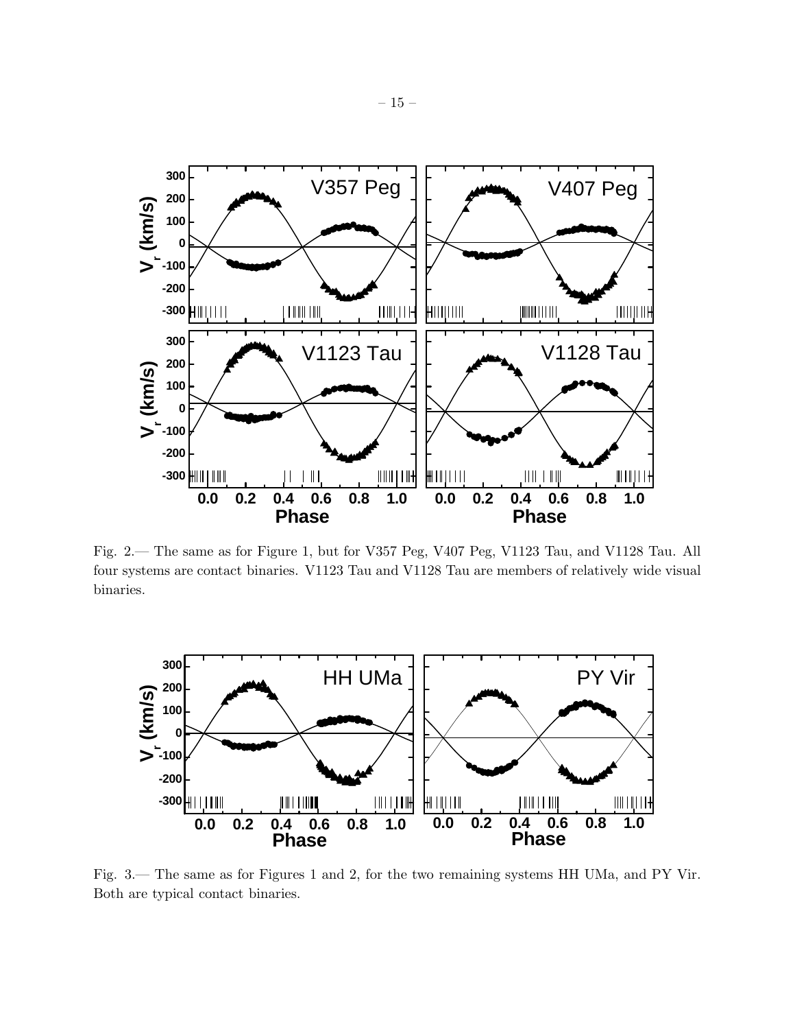Fig. 2.— The same as for Figure 1, but for V357 Peg, V407 Peg, V1123 Tau, and V1128 Tau. All four systems are contact binaries. V1123 Tau and V1128 Tau are members of relatively wide visual binaries.

Fig. 3.— The same as for Figures 1 and 2, for the two remaining systems HH UMa, and PY Vir. Both are typical contact binaries.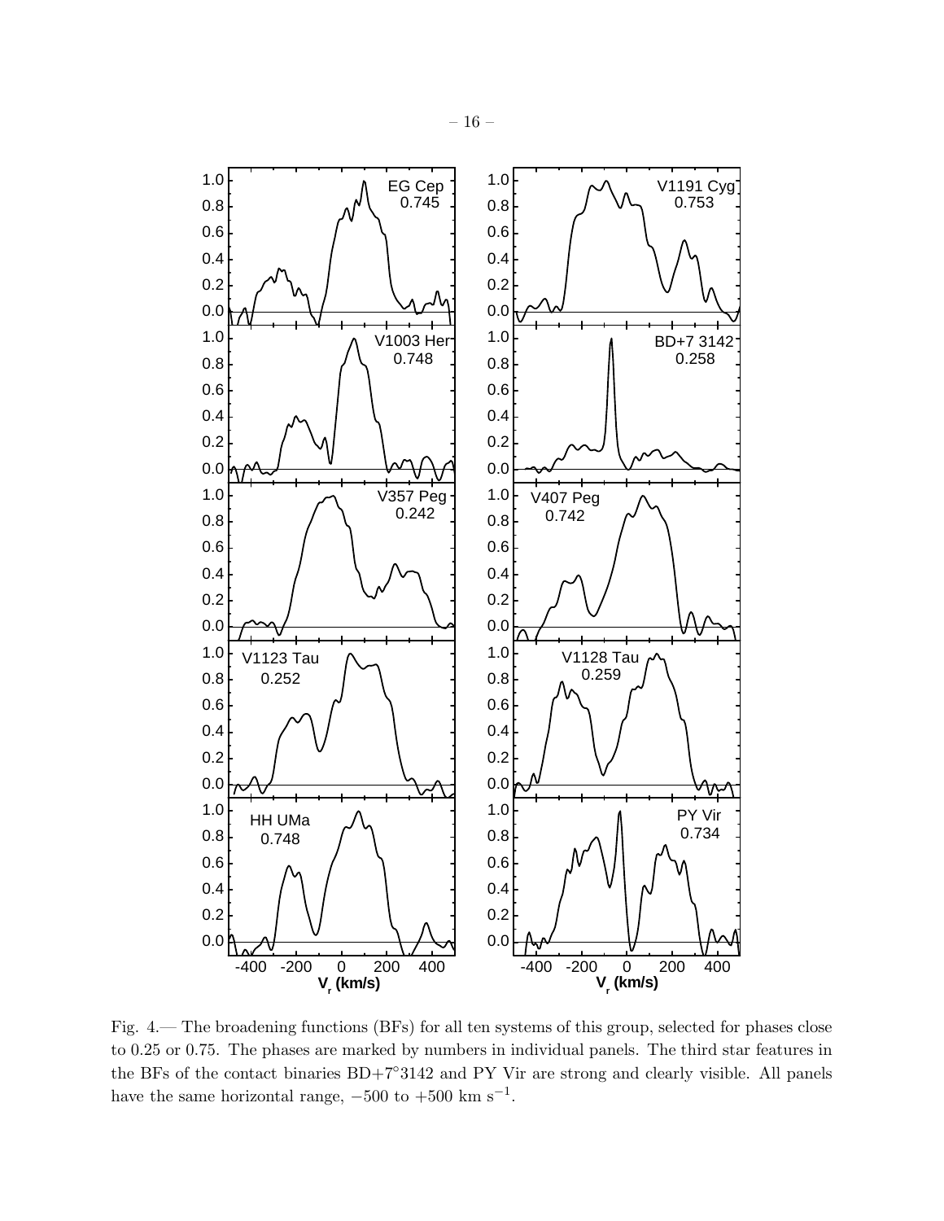Fig. 4.— The broadening functions (BFs) for all ten systems of this group, selected for phases close to 0.25 or 0.75. The phases are marked by numbers in individual panels. The third star features in the BFs of the contact binaries BD+7°3142 and PY Vir are strong and clearly visible. All panels have the same horizontal range, $-500$ to $+500$ km s$^{-1}$.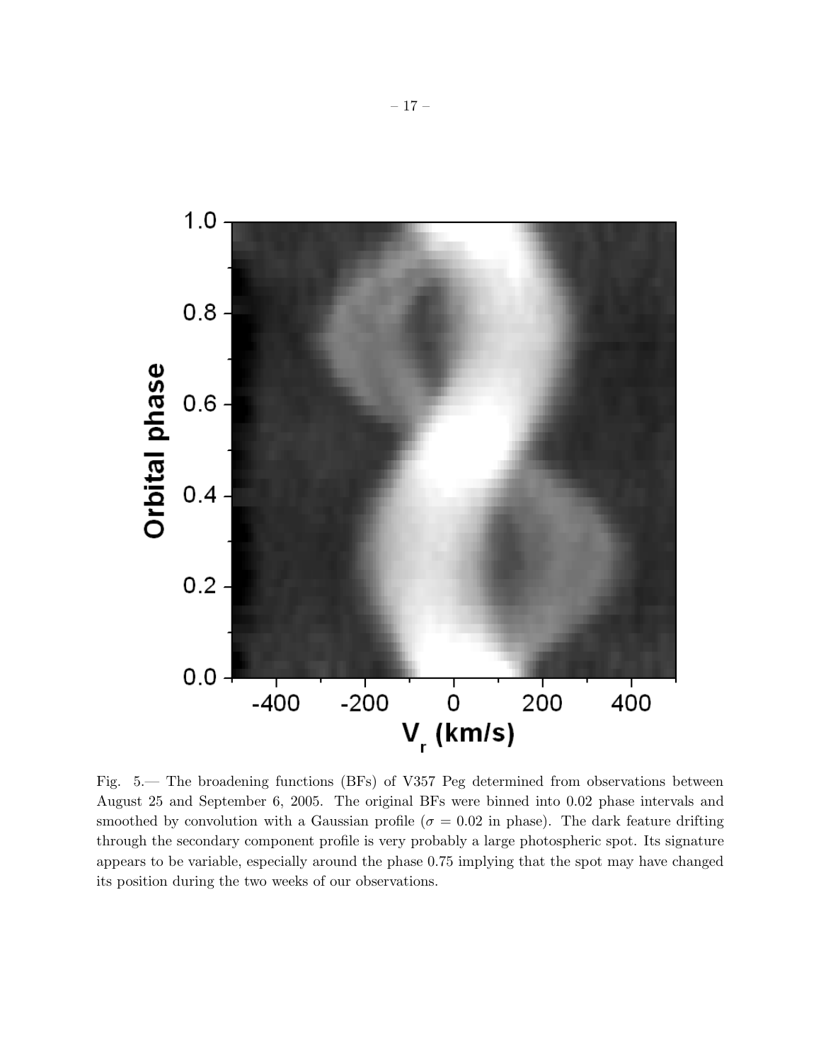Fig. 5.— The broadening functions (BFs) of V357 Peg determined from observations between August 25 and September 6, 2005. The original BFs were binned into 0.02 phase intervals and smoothed by convolution with a Gaussian profile ($\sigma$ = 0.02 in phase). The dark feature drifting through the secondary component profile is very probably a large photospheric spot. Its signature appears to be variable, especially around the phase 0.75 implying that the spot may have changed its position during the two weeks of our observations.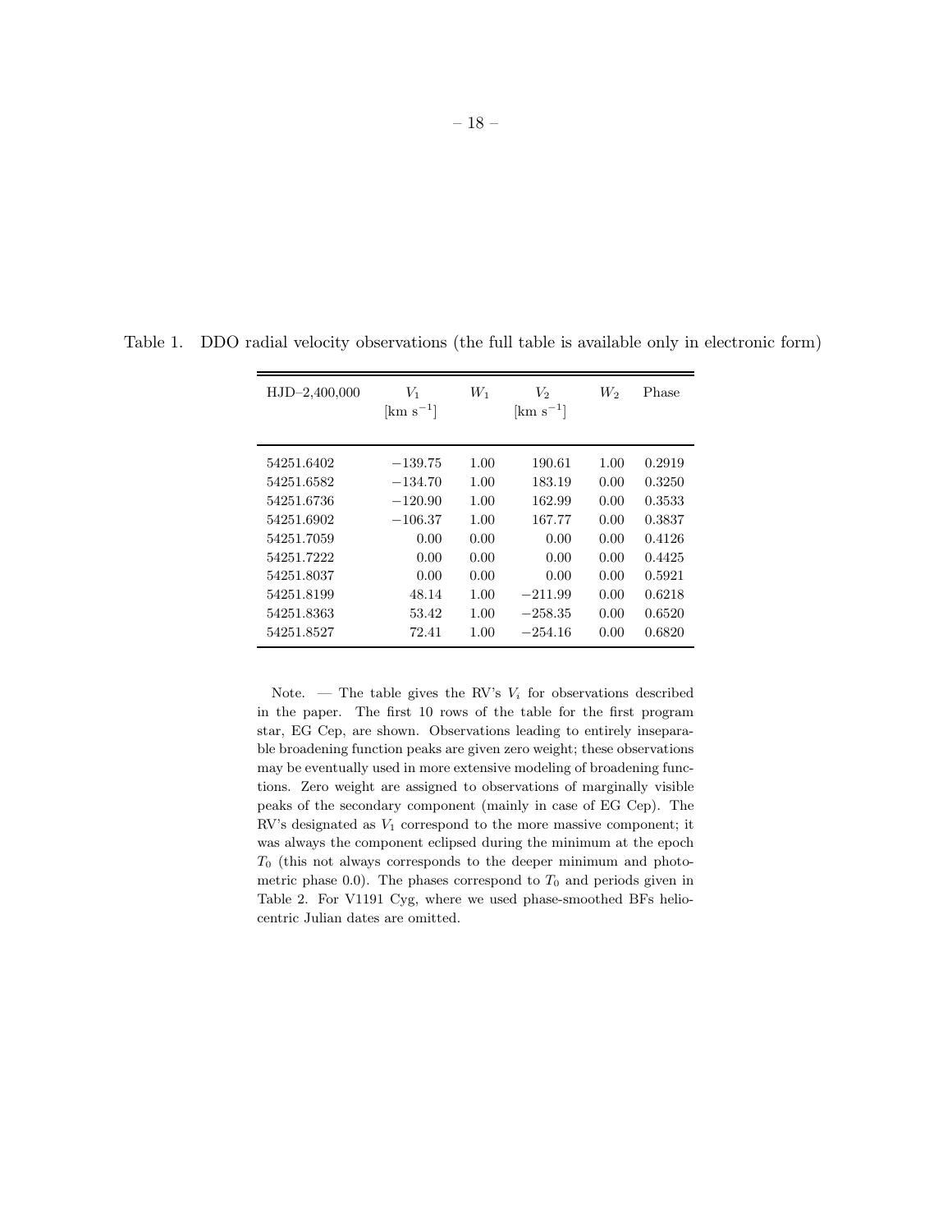Table 1. DDO radial velocity observations (the full table is available only in electronic form)

| HJD–2,400,000 | $V_1$ [km s$^{-1}$] | $W_1$ | $V_2$ [km s$^{-1}$] | $W_2$ | Phase |
|---|---|---|---|---|---|
| 54251.6402 | −139.75 | 1.00 | 190.61 | 1.00 | 0.2919 |
| 54251.6582 | −134.70 | 1.00 | 183.19 | 0.00 | 0.3250 |
| 54251.6736 | −120.90 | 1.00 | 162.99 | 0.00 | 0.3533 |
| 54251.6902 | −106.37 | 1.00 | 167.77 | 0.00 | 0.3837 |
| 54251.7059 | 0.00 | 0.00 | 0.00 | 0.00 | 0.4126 |
| 54251.7222 | 0.00 | 0.00 | 0.00 | 0.00 | 0.4425 |
| 54251.8037 | 0.00 | 0.00 | 0.00 | 0.00 | 0.5921 |
| 54251.8199 | 48.14 | 1.00 | −211.99 | 0.00 | 0.6218 |
| 54251.8363 | 53.42 | 1.00 | −258.35 | 0.00 | 0.6520 |
| 54251.8527 | 72.41 | 1.00 | −254.16 | 0.00 | 0.6820 |

Note. — The table gives the RV's $V_i$ for observations described in the paper. The first 10 rows of the table for the first program star, EG Cep, are shown. Observations leading to entirely inseparable broadening function peaks are given zero weight; these observations may be eventually used in more extensive modeling of broadening functions. Zero weight are assigned to observations of marginally visible peaks of the secondary component (mainly in case of EG Cep). The RV's designated as $V_1$ correspond to the more massive component; it was always the component eclipsed during the minimum at the epoch $T_0$ (this not always corresponds to the deeper minimum and photometric phase 0.0). The phases correspond to $T_0$ and periods given in Table 2. For V1191 Cyg, where we used phase-smoothed BFs heliocentric Julian dates are omitted.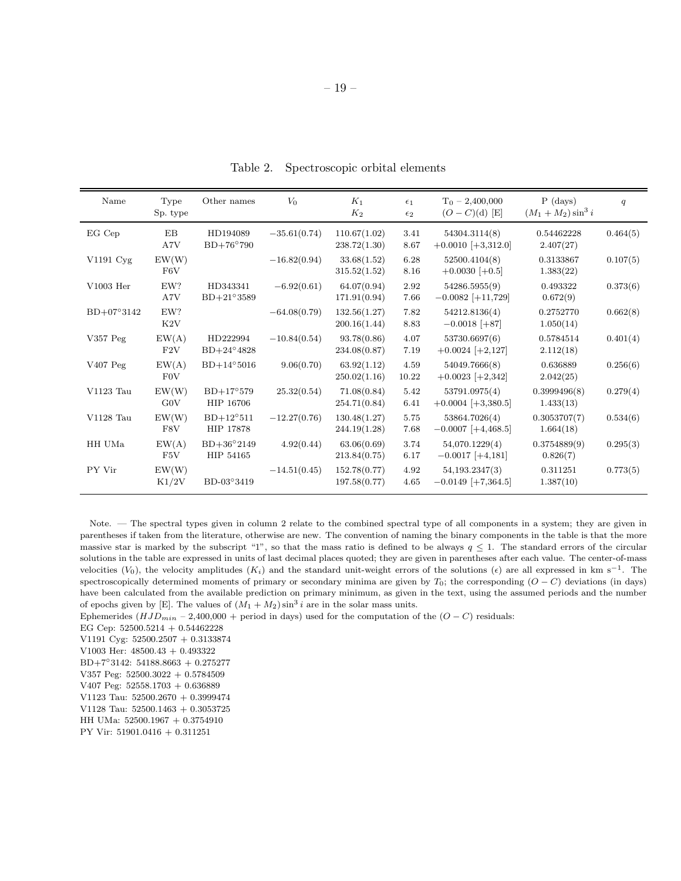Table 2. Spectroscopic orbital elements

| Name | Type<br>Sp. type | Other names | $V_0$ | $K_1$<br>$K_2$ | $\epsilon_1$<br>$\epsilon_2$ | $T_0$ – 2,400,000<br>$(O-C)$(d) [E] | P (days)<br>$(M_1+M_2)\sin^3 i$ | $q$ |
|---|---|---|---|---|---|---|---|---|
| EG Cep | EB<br>A7V | HD194089<br>BD+76°790 | −35.61(0.74) | 110.67(1.02)<br>238.72(1.30) | 3.41<br>8.67 | 54304.3114(8)<br>+0.0010 [+3,312.0] | 0.54462228<br>2.407(27) | 0.464(5) |
| V1191 Cyg | EW(W)<br>F6V | | −16.82(0.94) | 33.68(1.52)<br>315.52(1.52) | 6.28<br>8.16 | 52500.4104(8)<br>+0.0030 [+0.5] | 0.3133867<br>1.383(22) | 0.107(5) |
| V1003 Her | EW?<br>A7V | HD343341<br>BD+21°3589 | −6.92(0.61) | 64.07(0.94)<br>171.91(0.94) | 2.92<br>7.66 | 54286.5955(9)<br>−0.0082 [+11,729] | 0.493322<br>0.672(9) | 0.373(6) |
| BD+07°3142 | EW?<br>K2V | | −64.08(0.79) | 132.56(1.27)<br>200.16(1.44) | 7.82<br>8.83 | 54212.8136(4)<br>−0.0018 [+87] | 0.2752770<br>1.050(14) | 0.662(8) |
| V357 Peg | EW(A)<br>F2V | HD222994<br>BD+24°4828 | −10.84(0.54) | 93.78(0.86)<br>234.08(0.87) | 4.07<br>7.19 | 53730.6697(6)<br>+0.0024 [+2,127] | 0.5784514<br>2.112(18) | 0.401(4) |
| V407 Peg | EW(A)<br>F0V | BD+14°5016 | 9.06(0.70) | 63.92(1.12)<br>250.02(1.16) | 4.59<br>10.22 | 54049.7666(8)<br>+0.0023 [+2,342] | 0.636889<br>2.042(25) | 0.256(6) |
| V1123 Tau | EW(W)<br>G0V | BD+17°579<br>HIP 16706 | 25.32(0.54) | 71.08(0.84)<br>254.71(0.84) | 5.42<br>6.41 | 53791.0975(4)<br>+0.0004 [+3,380.5] | 0.3999496(8)<br>1.433(13) | 0.279(4) |
| V1128 Tau | EW(W)<br>F8V | BD+12°511<br>HIP 17878 | −12.27(0.76) | 130.48(1.27)<br>244.19(1.28) | 5.75<br>7.68 | 53864.7026(4)<br>−0.0007 [+4,468.5] | 0.3053707(7)<br>1.664(18) | 0.534(6) |
| HH UMa | EW(A)<br>F5V | BD+36°2149<br>HIP 54165 | 4.92(0.44) | 63.06(0.69)<br>213.84(0.75) | 3.74<br>6.17 | 54,070.1229(4)<br>−0.0017 [+4,181] | 0.3754889(9)<br>0.826(7) | 0.295(3) |
| PY Vir | EW(W)<br>K1/2V | BD-03°3419 | −14.51(0.45) | 152.78(0.77)<br>197.58(0.77) | 4.92<br>4.65 | 54,193.2347(3)<br>−0.0149 [+7,364.5] | 0.311251<br>1.387(10) | 0.773(5) |

Note. — The spectral types given in column 2 relate to the combined spectral type of all components in a system; they are given in parentheses if taken from the literature, otherwise are new. The convention of naming the binary components in the table is that the more massive star is marked by the subscript "1", so that the mass ratio is defined to be always $q \leq 1$. The standard errors of the circular solutions in the table are expressed in units of last decimal places quoted; they are given in parentheses after each value. The center-of-mass velocities ($V_0$), the velocity amplitudes ($K_i$) and the standard unit-weight errors of the solutions ($\epsilon$) are all expressed in km s$^{-1}$. The spectroscopically determined moments of primary or secondary minima are given by $T_0$; the corresponding $(O-C)$ deviations (in days) have been calculated from the available prediction on primary minimum, as given in the text, using the assumed periods and the number of epochs given by [E]. The values of $(M_1+M_2)\sin^3 i$ are in the solar mass units.

Ephemerides ($HJD_{min}$ – 2,400,000 + period in days) used for the computation of the $(O-C)$ residuals:

EG Cep: 52500.5214 + 0.54462228
V1191 Cyg: 52500.2507 + 0.3133874
V1003 Her: 48500.43 + 0.493322
BD+7°3142: 54188.8663 + 0.275277
V357 Peg: 52500.3022 + 0.5784509
V407 Peg: 52558.1703 + 0.636889
V1123 Tau: 52500.2670 + 0.3999474
V1128 Tau: 52500.1463 + 0.3053725
HH UMa: 52500.1967 + 0.3754910
PY Vir: 51901.0416 + 0.311251